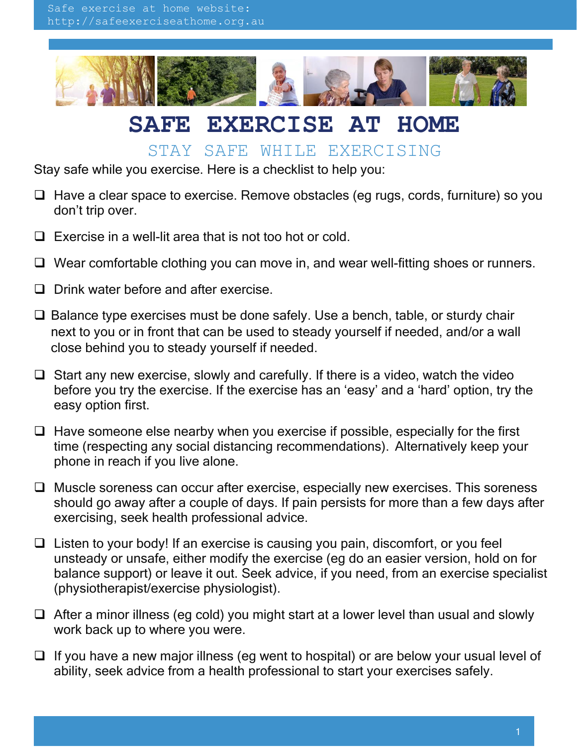Safe exercise at home website: http://safeexerciseathome.org.au

# SAFE EXERCISE AT HOME

## STAY SAFE WHILE EXERCISING

Stay safe while you exercise. Here is a checklist to help you:

- ☐ Have a clear space to exercise. Remove obstacles (eg rugs, cords, furniture) so you don't trip over.
- ☐ Exercise in a well-lit area that is not too hot or cold.
- ☐ Wear comfortable clothing you can move in, and wear well-fitting shoes or runners.
- ☐ Drink water before and after exercise.
- ☐ Balance type exercises must be done safely. Use a bench, table, or sturdy chair next to you or in front that can be used to steady yourself if needed, and/or a wall close behind you to steady yourself if needed.
- ☐ Start any new exercise, slowly and carefully. If there is a video, watch the video before you try the exercise. If the exercise has an 'easy' and a 'hard' option, try the easy option first.
- ☐ Have someone else nearby when you exercise if possible, especially for the first time (respecting any social distancing recommendations). Alternatively keep your phone in reach if you live alone.
- ☐ Muscle soreness can occur after exercise, especially new exercises. This soreness should go away after a couple of days. If pain persists for more than a few days after exercising, seek health professional advice.
- ☐ Listen to your body! If an exercise is causing you pain, discomfort, or you feel unsteady or unsafe, either modify the exercise (eg do an easier version, hold on for balance support) or leave it out. Seek advice, if you need, from an exercise specialist (physiotherapist/exercise physiologist).
- ☐ After a minor illness (eg cold) you might start at a lower level than usual and slowly work back up to where you were.
- ☐ If you have a new major illness (eg went to hospital) or are below your usual level of ability, seek advice from a health professional to start your exercises safely.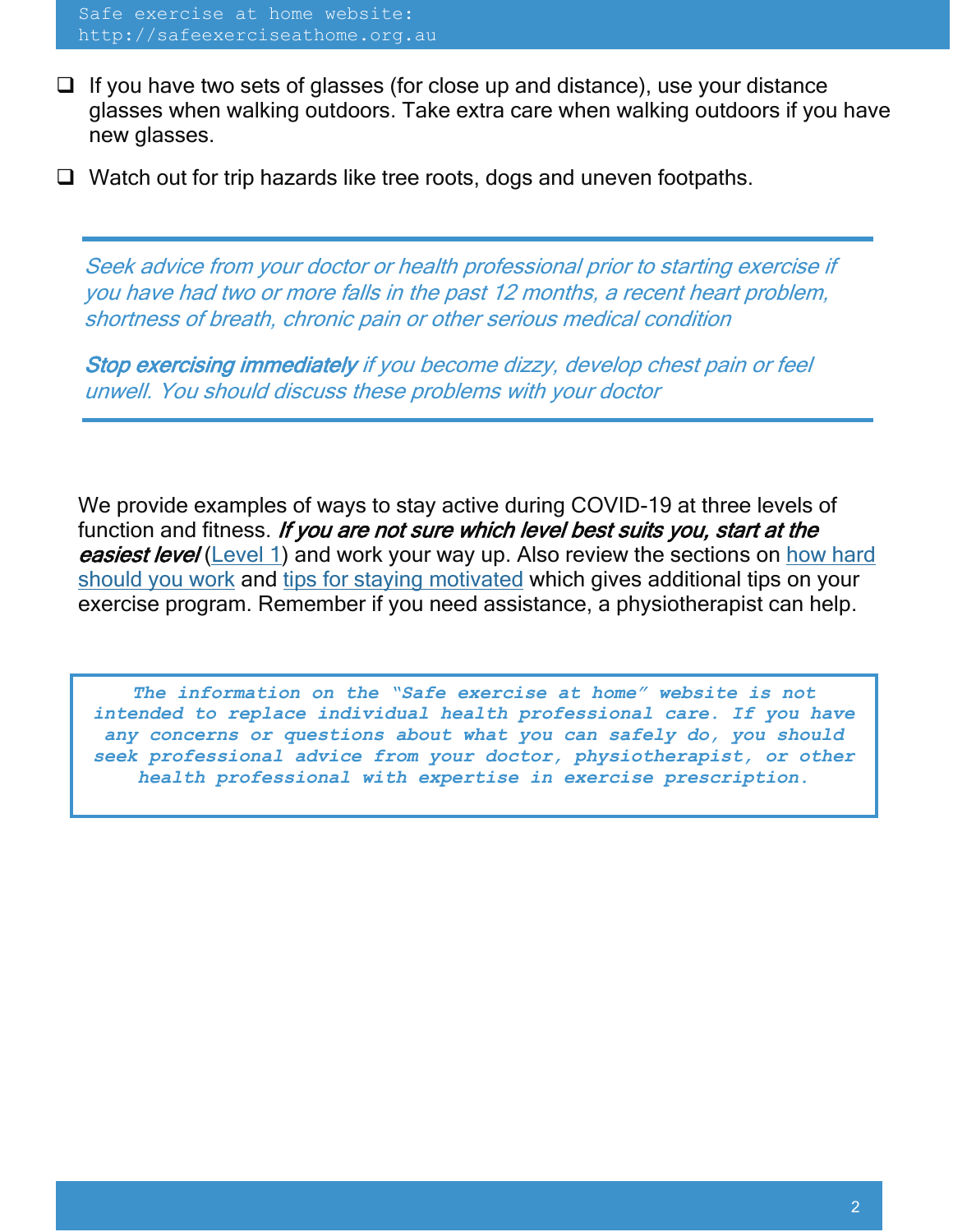- [ ] If you have two sets of glasses (for close up and distance), use your distance glasses when walking outdoors. Take extra care when walking outdoors if you have new glasses.
- [ ] Watch out for trip hazards like tree roots, dogs and uneven footpaths.

---

*Seek advice from your doctor or health professional prior to starting exercise if you have had two or more falls in the past 12 months, a recent heart problem, shortness of breath, chronic pain or other serious medical condition*

***Stop exercising immediately*** *if you become dizzy, develop chest pain or feel unwell. You should discuss these problems with your doctor*

---

We provide examples of ways to stay active during COVID-19 at three levels of function and fitness. ***If you are not sure which level best suits you, start at the easiest level*** (Level 1) and work your way up. Also review the sections on how hard should you work and tips for staying motivated which gives additional tips on your exercise program. Remember if you need assistance, a physiotherapist can help.

> ***The information on the "Safe exercise at home" website is not intended to replace individual health professional care. If you have any concerns or questions about what you can safely do, you should seek professional advice from your doctor, physiotherapist, or other health professional with expertise in exercise prescription.***